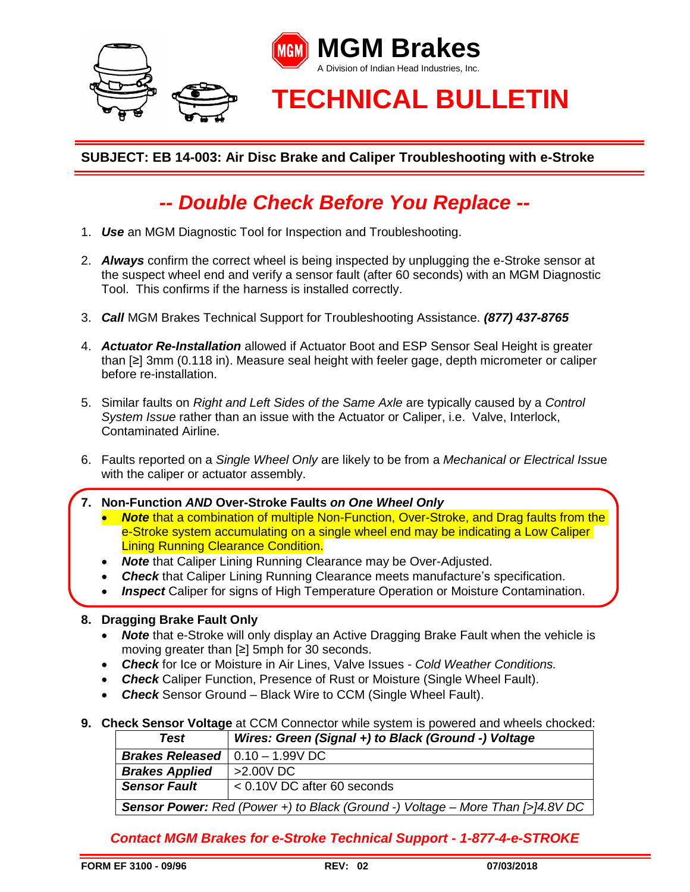MGM Brakes

A Division of Indian Head Industries, Inc.

# TECHNICAL BULLETIN

## SUBJECT: EB 14-003: Air Disc Brake and Caliper Troubleshooting with e-Stroke

## *-- Double Check Before You Replace --*

1. ***Use*** an MGM Diagnostic Tool for Inspection and Troubleshooting.

2. ***Always*** confirm the correct wheel is being inspected by unplugging the e-Stroke sensor at the suspect wheel end and verify a sensor fault (after 60 seconds) with an MGM Diagnostic Tool. This confirms if the harness is installed correctly.

3. ***Call*** MGM Brakes Technical Support for Troubleshooting Assistance. ***(877) 437-8765***

4. ***Actuator Re-Installation*** allowed if Actuator Boot and ESP Sensor Seal Height is greater than [≥] 3mm (0.118 in). Measure seal height with feeler gage, depth micrometer or caliper before re-installation.

5. Similar faults on *Right and Left Sides of the Same Axle* are typically caused by a *Control System Issue* rather than an issue with the Actuator or Caliper, i.e. Valve, Interlock, Contaminated Airline.

6. Faults reported on a *Single Wheel Only* are likely to be from a *Mechanical or Electrical Issue* with the caliper or actuator assembly.

7. **Non-Function *AND* Over-Stroke Faults *on One Wheel Only***
   - ***Note*** that a combination of multiple Non-Function, Over-Stroke, and Drag faults from the e-Stroke system accumulating on a single wheel end may be indicating a Low Caliper Lining Running Clearance Condition.
   - ***Note*** that Caliper Lining Running Clearance may be Over-Adjusted.
   - ***Check*** that Caliper Lining Running Clearance meets manufacture's specification.
   - ***Inspect*** Caliper for signs of High Temperature Operation or Moisture Contamination.

8. **Dragging Brake Fault Only**
   - ***Note*** that e-Stroke will only display an Active Dragging Brake Fault when the vehicle is moving greater than [≥] 5mph for 30 seconds.
   - ***Check*** for Ice or Moisture in Air Lines, Valve Issues - *Cold Weather Conditions.*
   - ***Check*** Caliper Function, Presence of Rust or Moisture (Single Wheel Fault).
   - ***Check*** Sensor Ground – Black Wire to CCM (Single Wheel Fault).

9. **Check Sensor Voltage** at CCM Connector while system is powered and wheels chocked:

| ***Test*** | ***Wires: Green (Signal +) to Black (Ground -) Voltage*** |
|---|---|
| ***Brakes Released*** | 0.10 – 1.99V DC |
| ***Brakes Applied*** | >2.00V DC |
| ***Sensor Fault*** | < 0.10V DC after 60 seconds |
| ***Sensor Power:*** *Red (Power +) to Black (Ground -) Voltage – More Than [>]4.8V DC* | |

***Contact MGM Brakes for e-Stroke Technical Support - 1-877-4-e-STROKE***

**FORM EF 3100 - 09/96** **REV: 02** **07/03/2018**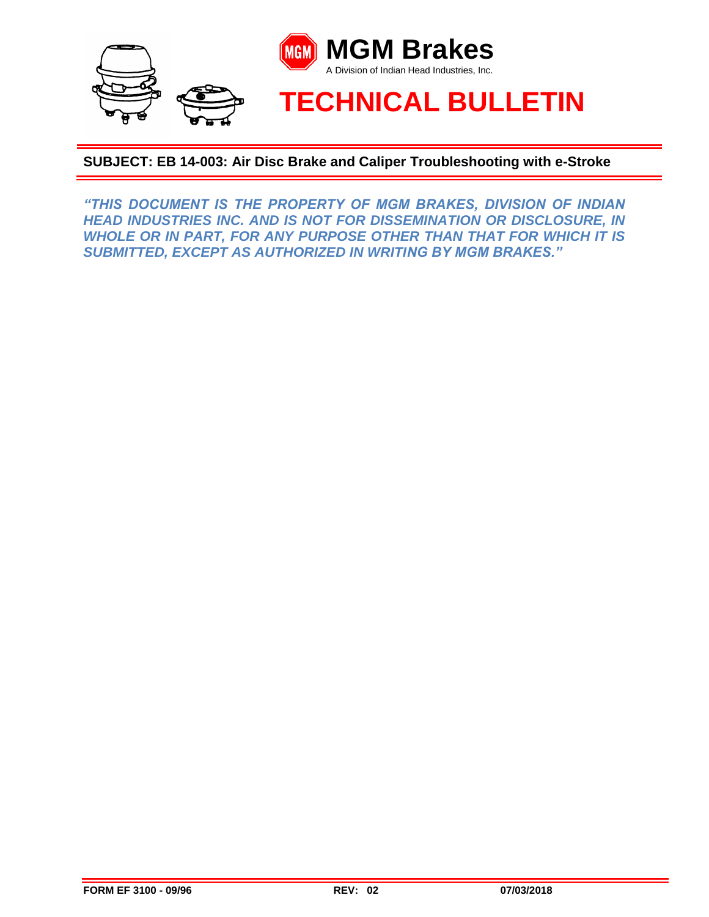# MGM Brakes

A Division of Indian Head Industries, Inc.

# TECHNICAL BULLETIN

**SUBJECT: EB 14-003: Air Disc Brake and Caliper Troubleshooting with e-Stroke**

***"THIS DOCUMENT IS THE PROPERTY OF MGM BRAKES, DIVISION OF INDIAN HEAD INDUSTRIES INC. AND IS NOT FOR DISSEMINATION OR DISCLOSURE, IN WHOLE OR IN PART, FOR ANY PURPOSE OTHER THAN THAT FOR WHICH IT IS SUBMITTED, EXCEPT AS AUTHORIZED IN WRITING BY MGM BRAKES."***

**FORM EF 3100 - 09/96** **REV: 02** **07/03/2018**